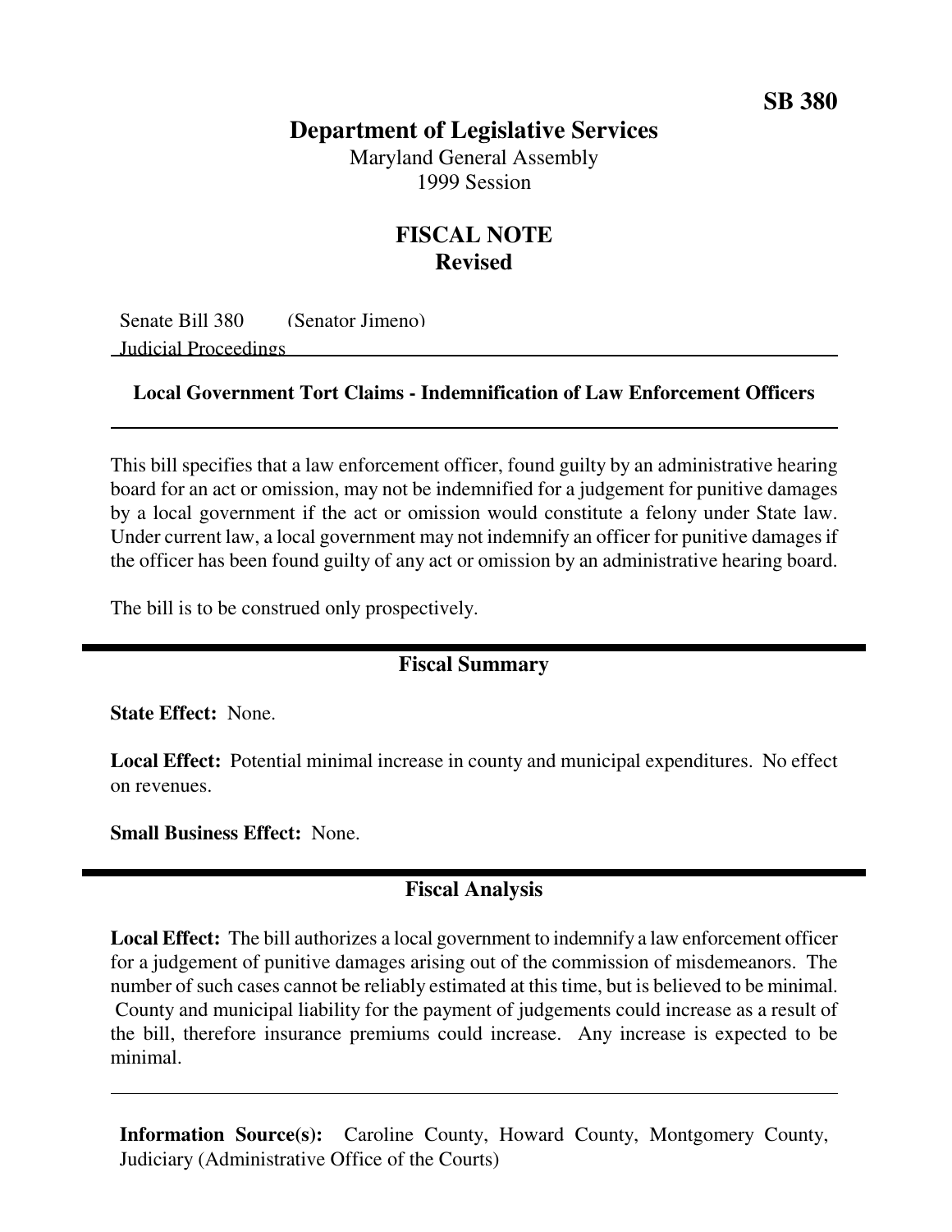**SB 380**

# Department of Legislative Services

Maryland General Assembly
1999 Session

## FISCAL NOTE
**Revised**

Senate Bill 380 (Senator Jimeno)
Judicial Proceedings

---

**Local Government Tort Claims - Indemnification of Law Enforcement Officers**

---

This bill specifies that a law enforcement officer, found guilty by an administrative hearing board for an act or omission, may not be indemnified for a judgement for punitive damages by a local government if the act or omission would constitute a felony under State law. Under current law, a local government may not indemnify an officer for punitive damages if the officer has been found guilty of any act or omission by an administrative hearing board.

The bill is to be construed only prospectively.

## Fiscal Summary

**State Effect:** None.

**Local Effect:** Potential minimal increase in county and municipal expenditures. No effect on revenues.

**Small Business Effect:** None.

## Fiscal Analysis

**Local Effect:** The bill authorizes a local government to indemnify a law enforcement officer for a judgement of punitive damages arising out of the commission of misdemeanors. The number of such cases cannot be reliably estimated at this time, but is believed to be minimal. County and municipal liability for the payment of judgements could increase as a result of the bill, therefore insurance premiums could increase. Any increase is expected to be minimal.

---

**Information Source(s):** Caroline County, Howard County, Montgomery County, Judiciary (Administrative Office of the Courts)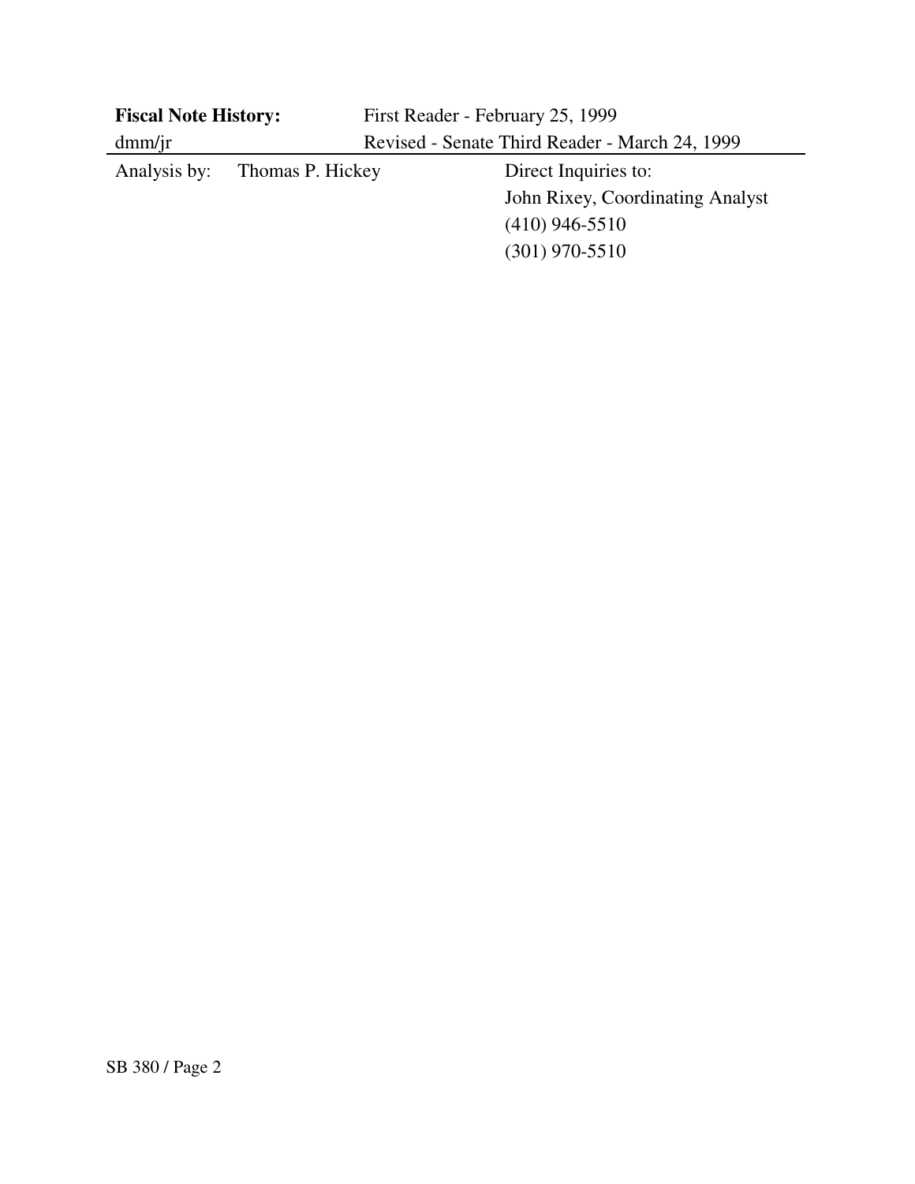**Fiscal Note History:** First Reader - February 25, 1999
dmm/jr Revised - Senate Third Reader - March 24, 1999

Analysis by: Thomas P. Hickey

Direct Inquiries to:
John Rixey, Coordinating Analyst
(410) 946-5510
(301) 970-5510